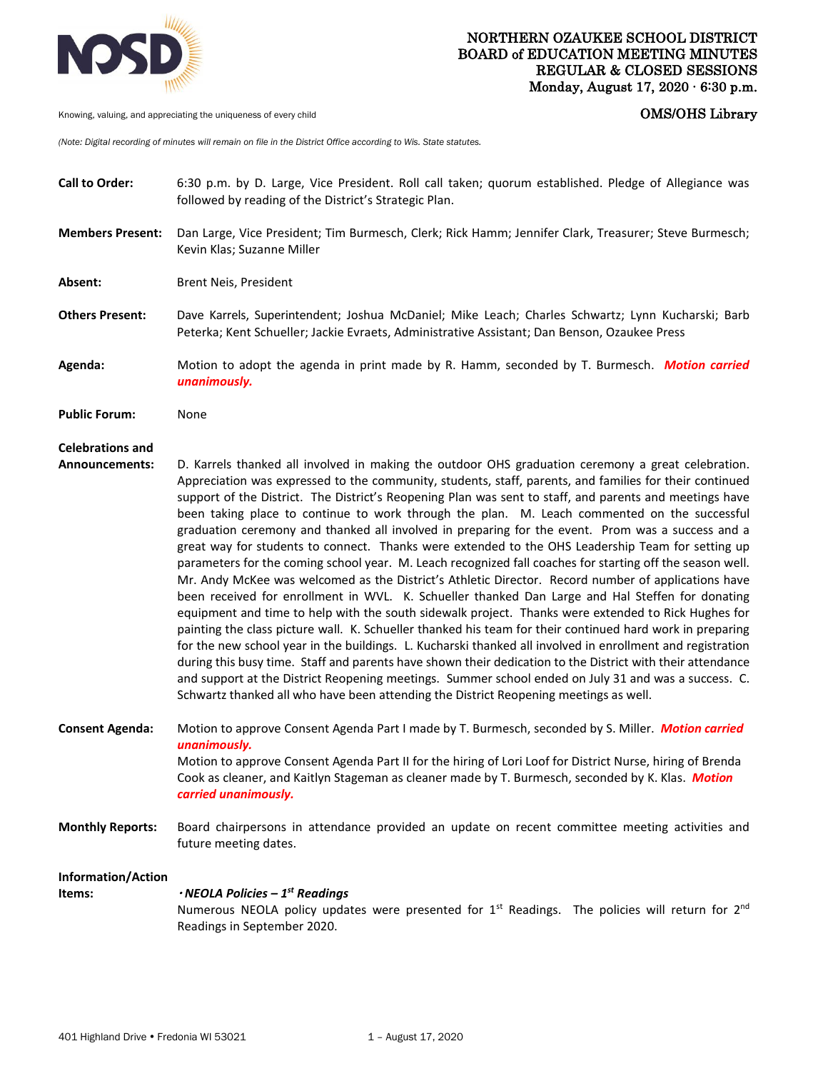# NORTHERN OZAUKEE SCHOOL DISTRICT
## BOARD of EDUCATION MEETING MINUTES
## REGULAR & CLOSED SESSIONS
**Monday, August 17, 2020 · 6:30 p.m.**

Knowing, valuing, and appreciating the uniqueness of every child

**OMS/OHS Library**

*(Note: Digital recording of minutes will remain on file in the District Office according to Wis. State statutes.*

**Call to Order:** 6:30 p.m. by D. Large, Vice President. Roll call taken; quorum established. Pledge of Allegiance was followed by reading of the District's Strategic Plan.

**Members Present:** Dan Large, Vice President; Tim Burmesch, Clerk; Rick Hamm; Jennifer Clark, Treasurer; Steve Burmesch; Kevin Klas; Suzanne Miller

**Absent:** Brent Neis, President

**Others Present:** Dave Karrels, Superintendent; Joshua McDaniel; Mike Leach; Charles Schwartz; Lynn Kucharski; Barb Peterka; Kent Schueller; Jackie Evraets, Administrative Assistant; Dan Benson, Ozaukee Press

**Agenda:** Motion to adopt the agenda in print made by R. Hamm, seconded by T. Burmesch. ***Motion carried unanimously.***

**Public Forum:** None

**Celebrations and Announcements:** D. Karrels thanked all involved in making the outdoor OHS graduation ceremony a great celebration. Appreciation was expressed to the community, students, staff, parents, and families for their continued support of the District. The District's Reopening Plan was sent to staff, and parents and meetings have been taking place to continue to work through the plan. M. Leach commented on the successful graduation ceremony and thanked all involved in preparing for the event. Prom was a success and a great way for students to connect. Thanks were extended to the OHS Leadership Team for setting up parameters for the coming school year. M. Leach recognized fall coaches for starting off the season well. Mr. Andy McKee was welcomed as the District's Athletic Director. Record number of applications have been received for enrollment in WVL. K. Schueller thanked Dan Large and Hal Steffen for donating equipment and time to help with the south sidewalk project. Thanks were extended to Rick Hughes for painting the class picture wall. K. Schueller thanked his team for their continued hard work in preparing for the new school year in the buildings. L. Kucharski thanked all involved in enrollment and registration during this busy time. Staff and parents have shown their dedication to the District with their attendance and support at the District Reopening meetings. Summer school ended on July 31 and was a success. C. Schwartz thanked all who have been attending the District Reopening meetings as well.

**Consent Agenda:** Motion to approve Consent Agenda Part I made by T. Burmesch, seconded by S. Miller. ***Motion carried unanimously.***
Motion to approve Consent Agenda Part II for the hiring of Lori Loof for District Nurse, hiring of Brenda Cook as cleaner, and Kaitlyn Stageman as cleaner made by T. Burmesch, seconded by K. Klas. ***Motion carried unanimously.***

**Monthly Reports:** Board chairpersons in attendance provided an update on recent committee meeting activities and future meeting dates.

**Information/Action Items:**

***· NEOLA Policies – 1st Readings***
Numerous NEOLA policy updates were presented for 1st Readings. The policies will return for 2nd Readings in September 2020.

401 Highland Drive • Fredonia WI 53021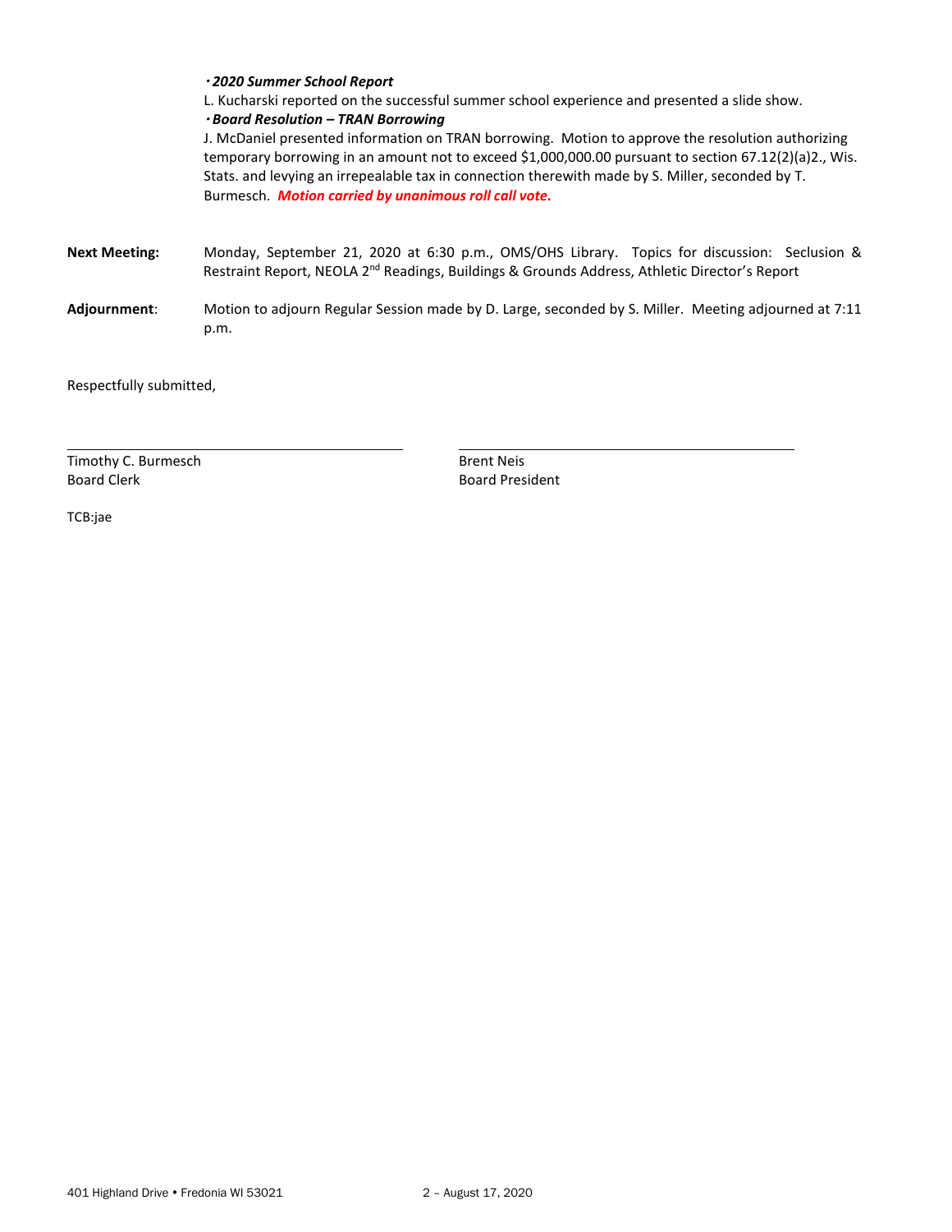**・2020 Summer School Report**

L. Kucharski reported on the successful summer school experience and presented a slide show.

**・Board Resolution – TRAN Borrowing**

J. McDaniel presented information on TRAN borrowing. Motion to approve the resolution authorizing temporary borrowing in an amount not to exceed $1,000,000.00 pursuant to section 67.12(2)(a)2., Wis. Stats. and levying an irrepealable tax in connection therewith made by S. Miller, seconded by T. Burmesch. ***Motion carried by unanimous roll call vote.***

**Next Meeting:** Monday, September 21, 2020 at 6:30 p.m., OMS/OHS Library. Topics for discussion: Seclusion & Restraint Report, NEOLA 2nd Readings, Buildings & Grounds Address, Athletic Director's Report

**Adjournment**: Motion to adjourn Regular Session made by D. Large, seconded by S. Miller. Meeting adjourned at 7:11 p.m.

Respectfully submitted,

| | |
|---|---|
| Timothy C. Burmesch | Brent Neis |
| Board Clerk | Board President |

TCB:jae

401 Highland Drive • Fredonia WI 53021